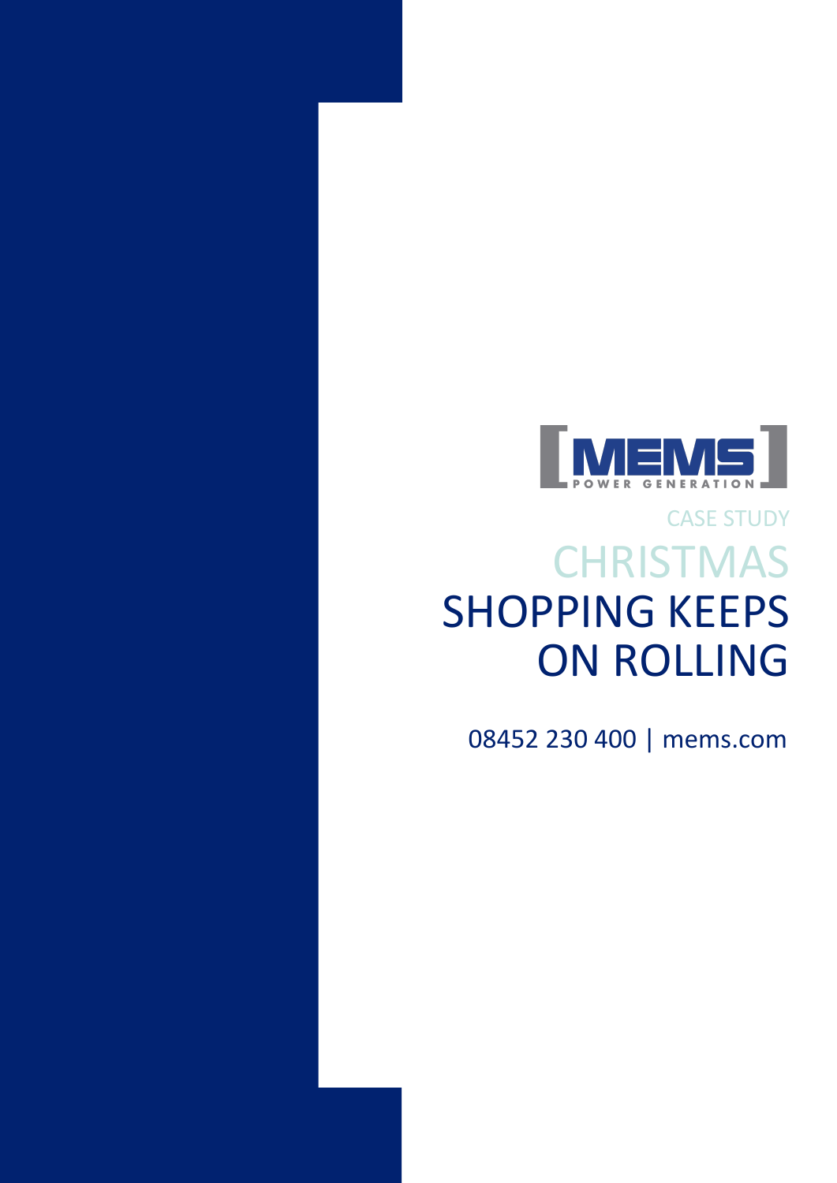MEMS POWER GENERATION

CASE STUDY

# CHRISTMAS SHOPPING KEEPS ON ROLLING

08452 230 400 | mems.com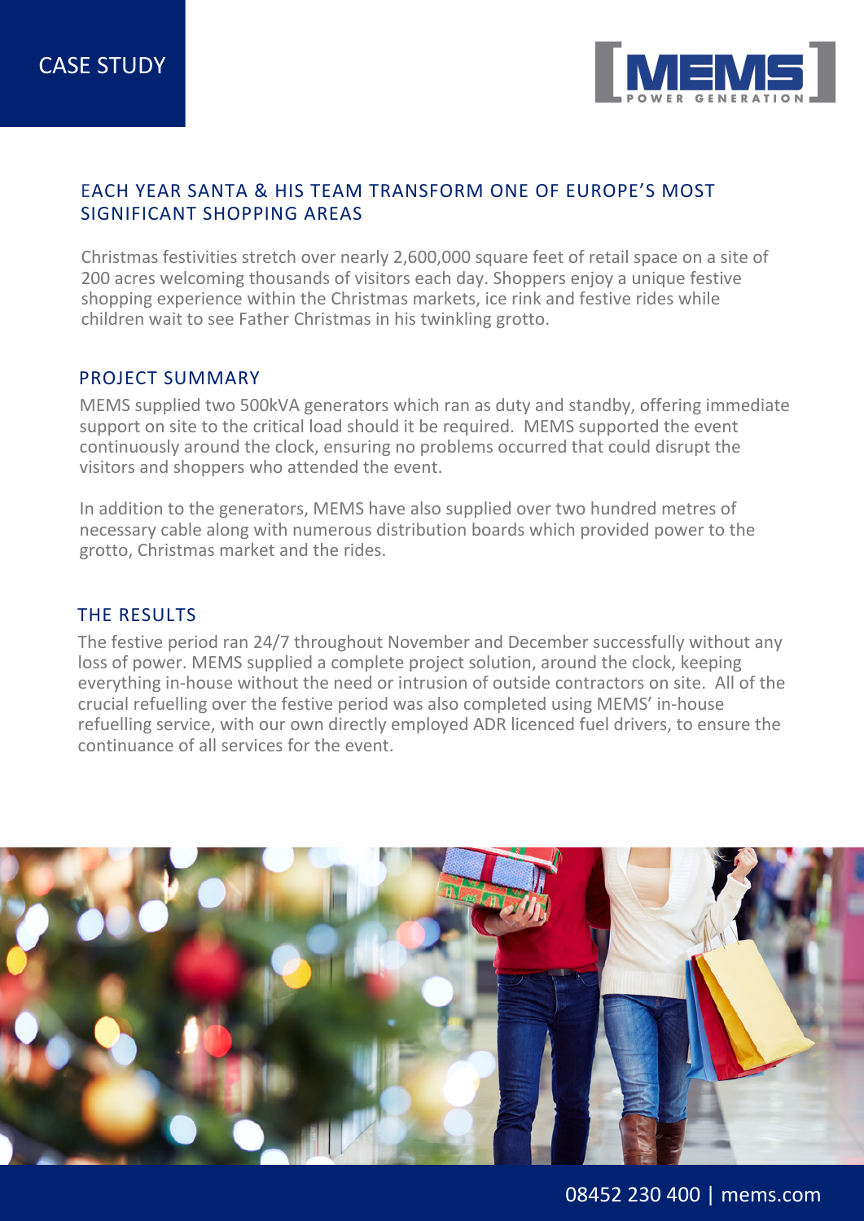CASE STUDY

MEMS POWER GENERATION

## EACH YEAR SANTA & HIS TEAM TRANSFORM ONE OF EUROPE'S MOST SIGNIFICANT SHOPPING AREAS

Christmas festivities stretch over nearly 2,600,000 square feet of retail space on a site of 200 acres welcoming thousands of visitors each day. Shoppers enjoy a unique festive shopping experience within the Christmas markets, ice rink and festive rides while children wait to see Father Christmas in his twinkling grotto.

## PROJECT SUMMARY

MEMS supplied two 500kVA generators which ran as duty and standby, offering immediate support on site to the critical load should it be required. MEMS supported the event continuously around the clock, ensuring no problems occurred that could disrupt the visitors and shoppers who attended the event.

In addition to the generators, MEMS have also supplied over two hundred metres of necessary cable along with numerous distribution boards which provided power to the grotto, Christmas market and the rides.

## THE RESULTS

The festive period ran 24/7 throughout November and December successfully without any loss of power. MEMS supplied a complete project solution, around the clock, keeping everything in-house without the need or intrusion of outside contractors on site. All of the crucial refuelling over the festive period was also completed using MEMS' in-house refuelling service, with our own directly employed ADR licenced fuel drivers, to ensure the continuance of all services for the event.

08452 230 400 | mems.com